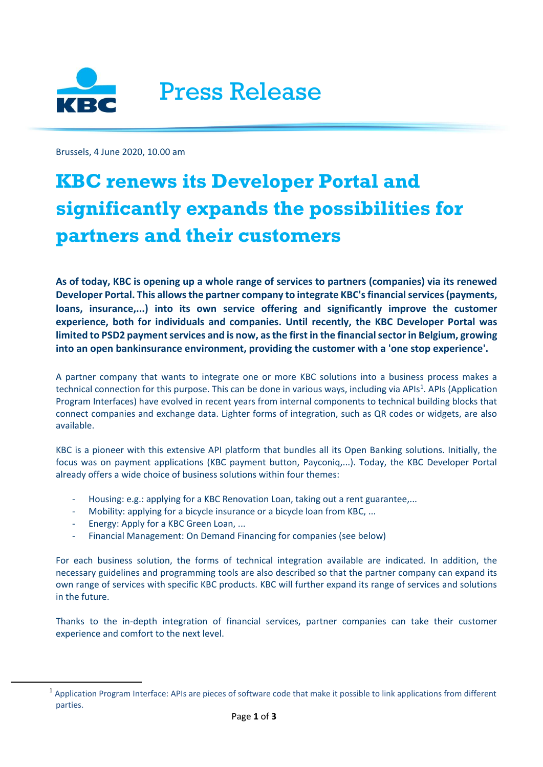Press Release

Brussels, 4 June 2020, 10.00 am

# KBC renews its Developer Portal and significantly expands the possibilities for partners and their customers

**As of today, KBC is opening up a whole range of services to partners (companies) via its renewed Developer Portal. This allows the partner company to integrate KBC's financial services (payments, loans, insurance,...) into its own service offering and significantly improve the customer experience, both for individuals and companies. Until recently, the KBC Developer Portal was limited to PSD2 payment services and is now, as the first in the financial sector in Belgium, growing into an open bankinsurance environment, providing the customer with a 'one stop experience'.**

A partner company that wants to integrate one or more KBC solutions into a business process makes a technical connection for this purpose. This can be done in various ways, including via APIs[1]. APIs (Application Program Interfaces) have evolved in recent years from internal components to technical building blocks that connect companies and exchange data. Lighter forms of integration, such as QR codes or widgets, are also available.

KBC is a pioneer with this extensive API platform that bundles all its Open Banking solutions. Initially, the focus was on payment applications (KBC payment button, Payconiq,...). Today, the KBC Developer Portal already offers a wide choice of business solutions within four themes:

- Housing: e.g.: applying for a KBC Renovation Loan, taking out a rent guarantee,...
- Mobility: applying for a bicycle insurance or a bicycle loan from KBC, ...
- Energy: Apply for a KBC Green Loan, ...
- Financial Management: On Demand Financing for companies (see below)

For each business solution, the forms of technical integration available are indicated. In addition, the necessary guidelines and programming tools are also described so that the partner company can expand its own range of services with specific KBC products. KBC will further expand its range of services and solutions in the future.

Thanks to the in-depth integration of financial services, partner companies can take their customer experience and comfort to the next level.

[1] Application Program Interface: APIs are pieces of software code that make it possible to link applications from different parties.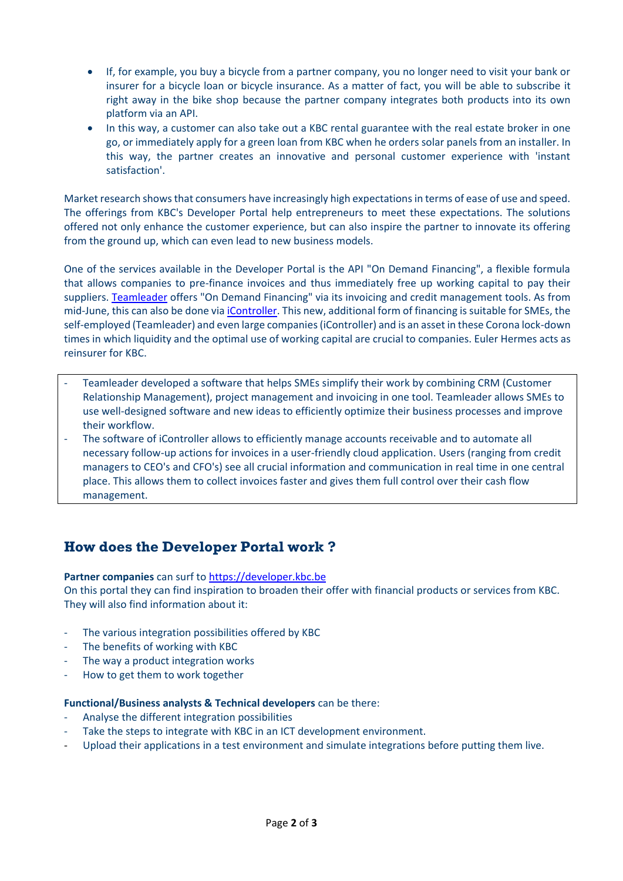- If, for example, you buy a bicycle from a partner company, you no longer need to visit your bank or insurer for a bicycle loan or bicycle insurance. As a matter of fact, you will be able to subscribe it right away in the bike shop because the partner company integrates both products into its own platform via an API.
- In this way, a customer can also take out a KBC rental guarantee with the real estate broker in one go, or immediately apply for a green loan from KBC when he orders solar panels from an installer. In this way, the partner creates an innovative and personal customer experience with 'instant satisfaction'.

Market research shows that consumers have increasingly high expectations in terms of ease of use and speed. The offerings from KBC's Developer Portal help entrepreneurs to meet these expectations. The solutions offered not only enhance the customer experience, but can also inspire the partner to innovate its offering from the ground up, which can even lead to new business models.

One of the services available in the Developer Portal is the API "On Demand Financing", a flexible formula that allows companies to pre-finance invoices and thus immediately free up working capital to pay their suppliers. Teamleader offers "On Demand Financing" via its invoicing and credit management tools. As from mid-June, this can also be done via iController. This new, additional form of financing is suitable for SMEs, the self-employed (Teamleader) and even large companies (iController) and is an asset in these Corona lock-down times in which liquidity and the optimal use of working capital are crucial to companies. Euler Hermes acts as reinsurer for KBC.

- Teamleader developed a software that helps SMEs simplify their work by combining CRM (Customer Relationship Management), project management and invoicing in one tool. Teamleader allows SMEs to use well-designed software and new ideas to efficiently optimize their business processes and improve their workflow.
- The software of iController allows to efficiently manage accounts receivable and to automate all necessary follow-up actions for invoices in a user-friendly cloud application. Users (ranging from credit managers to CEO's and CFO's) see all crucial information and communication in real time in one central place. This allows them to collect invoices faster and gives them full control over their cash flow management.

## How does the Developer Portal work ?

**Partner companies** can surf to https://developer.kbc.be
On this portal they can find inspiration to broaden their offer with financial products or services from KBC. They will also find information about it:

- The various integration possibilities offered by KBC
- The benefits of working with KBC
- The way a product integration works
- How to get them to work together

**Functional/Business analysts & Technical developers** can be there:

- Analyse the different integration possibilities
- Take the steps to integrate with KBC in an ICT development environment.
- Upload their applications in a test environment and simulate integrations before putting them live.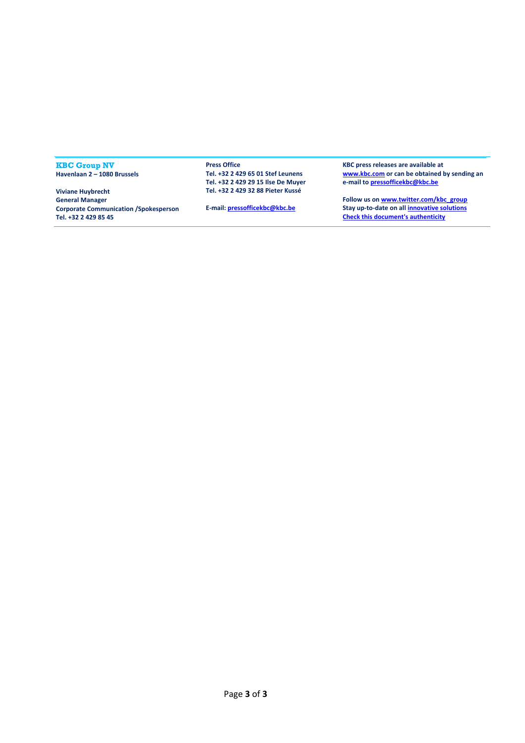| | | |
|---|---|---|
| **KBC Group NV**<br>**Havenlaan 2 – 1080 Brussels**<br><br>**Viviane Huybrecht**<br>**General Manager**<br>**Corporate Communication /Spokesperson**<br>**Tel. +32 2 429 85 45** | **Press Office**<br>**Tel. +32 2 429 65 01 Stef Leunens**<br>**Tel. +32 2 429 29 15 Ilse De Muyer**<br>**Tel. +32 2 429 32 88 Pieter Kussé**<br><br>**E-mail: pressofficekbc@kbc.be** | **KBC press releases are available at www.kbc.com or can be obtained by sending an e-mail to pressofficekbc@kbc.be**<br><br>**Follow us on www.twitter.com/kbc_group**<br>**Stay up-to-date on all innovative solutions**<br>**Check this document's authenticity** |